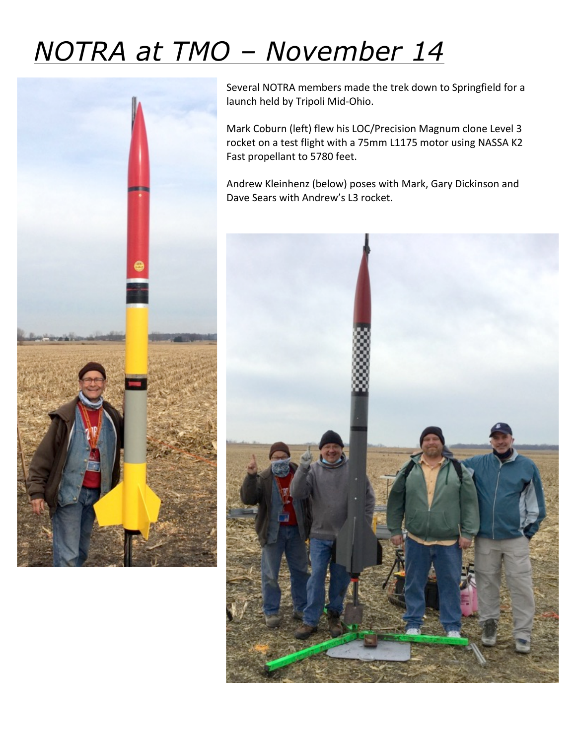# *NOTRA at TMO – November 14*

Several NOTRA members made the trek down to Springfield for a launch held by Tripoli Mid-Ohio.

Mark Coburn (left) flew his LOC/Precision Magnum clone Level 3 rocket on a test flight with a 75mm L1175 motor using NASSA K2 Fast propellant to 5780 feet.

Andrew Kleinhenz (below) poses with Mark, Gary Dickinson and Dave Sears with Andrew's L3 rocket.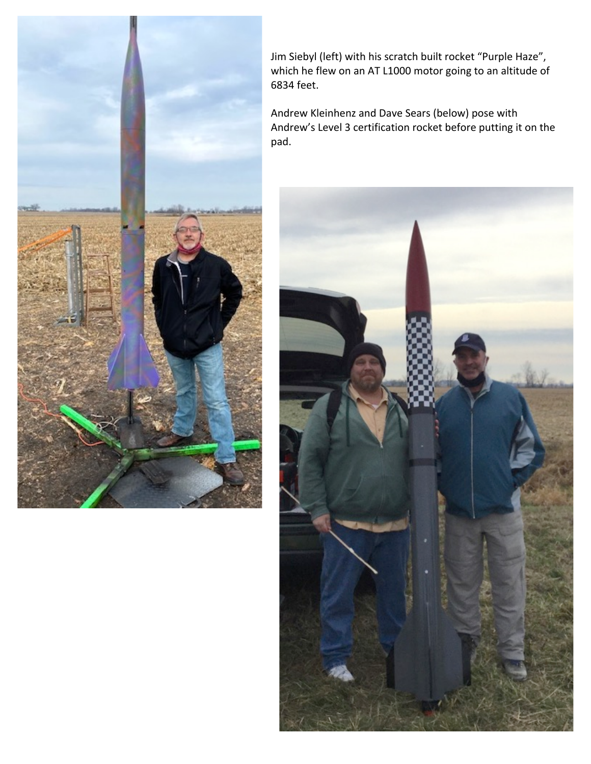Jim Siebyl (left) with his scratch built rocket “Purple Haze”, which he flew on an AT L1000 motor going to an altitude of 6834 feet.

Andrew Kleinhenz and Dave Sears (below) pose with Andrew’s Level 3 certification rocket before putting it on the pad.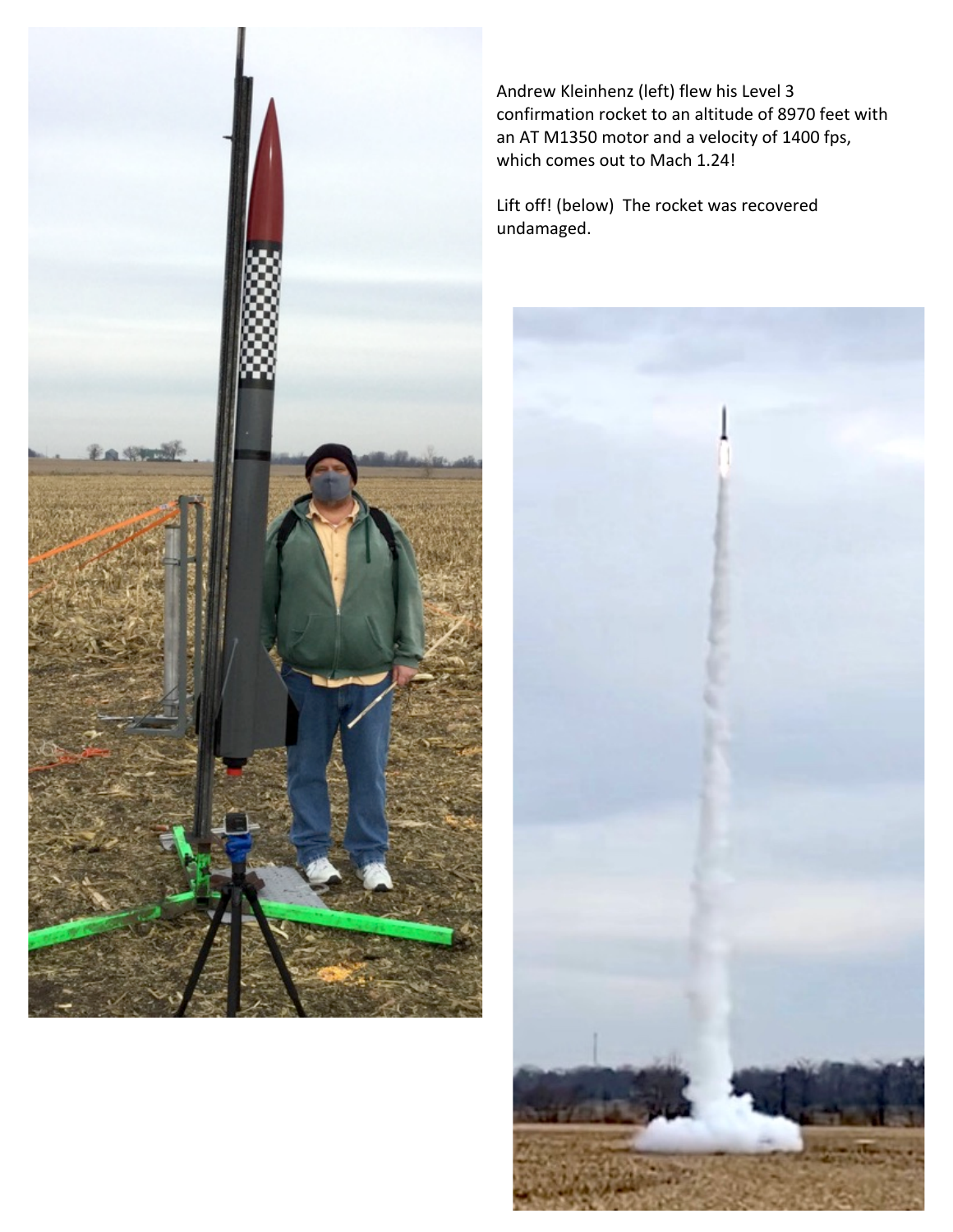Andrew Kleinhenz (left) flew his Level 3 confirmation rocket to an altitude of 8970 feet with an AT M1350 motor and a velocity of 1400 fps, which comes out to Mach 1.24!

Lift off! (below) The rocket was recovered undamaged.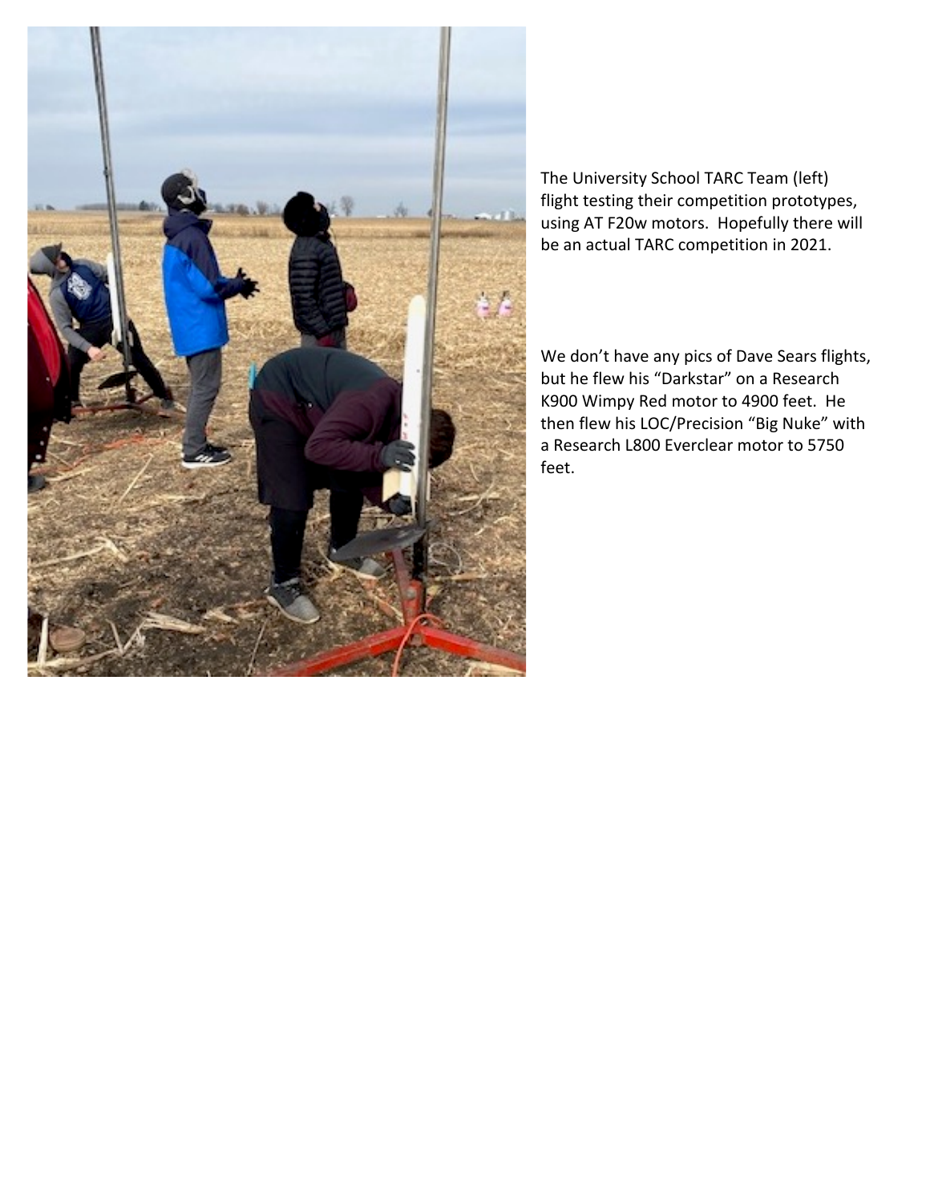The University School TARC Team (left) flight testing their competition prototypes, using AT F20w motors. Hopefully there will be an actual TARC competition in 2021.

We don't have any pics of Dave Sears flights, but he flew his "Darkstar" on a Research K900 Wimpy Red motor to 4900 feet. He then flew his LOC/Precision "Big Nuke" with a Research L800 Everclear motor to 5750 feet.